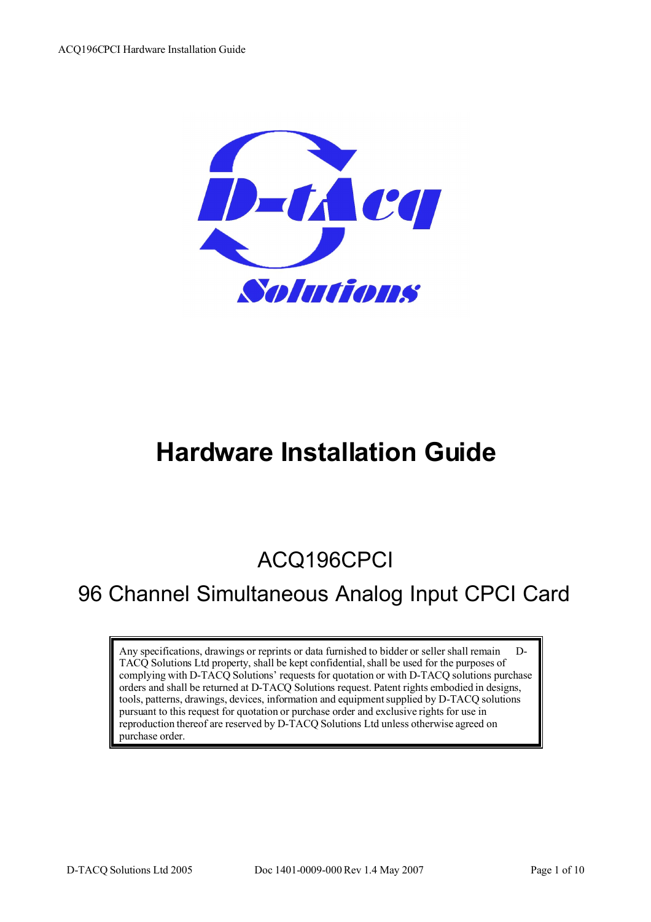# Hardware Installation Guide

## ACQ196CPCI

## 96 Channel Simultaneous Analog Input CPCI Card

> Any specifications, drawings or reprints or data furnished to bidder or seller shall remain D-TACQ Solutions Ltd property, shall be kept confidential, shall be used for the purposes of complying with D-TACQ Solutions' requests for quotation or with D-TACQ solutions purchase orders and shall be returned at D-TACQ Solutions request. Patent rights embodied in designs, tools, patterns, drawings, devices, information and equipment supplied by D-TACQ solutions pursuant to this request for quotation or purchase order and exclusive rights for use in reproduction thereof are reserved by D-TACQ Solutions Ltd unless otherwise agreed on purchase order.

D-TACQ Solutions Ltd 2005 Doc 1401-0009-000 Rev 1.4 May 2007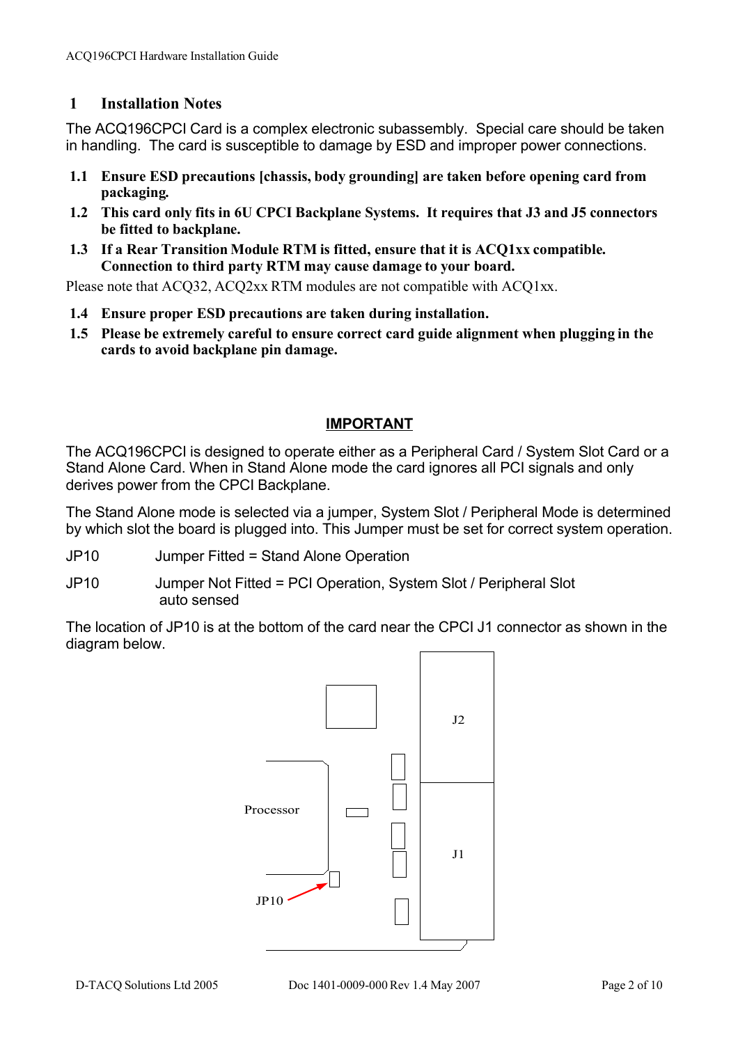# 1 Installation Notes

The ACQ196CPCI Card is a complex electronic subassembly. Special care should be taken in handling. The card is susceptible to damage by ESD and improper power connections.

**1.1 Ensure ESD precautions [chassis, body grounding] are taken before opening card from packaging.**

**1.2 This card only fits in 6U CPCI Backplane Systems. It requires that J3 and J5 connectors be fitted to backplane.**

**1.3 If a Rear Transition Module RTM is fitted, ensure that it is ACQ1xx compatible. Connection to third party RTM may cause damage to your board.**

Please note that ACQ32, ACQ2xx RTM modules are not compatible with ACQ1xx.

**1.4 Ensure proper ESD precautions are taken during installation.**

**1.5 Please be extremely careful to ensure correct card guide alignment when plugging in the cards to avoid backplane pin damage.**

## IMPORTANT

The ACQ196CPCI is designed to operate either as a Peripheral Card / System Slot Card or a Stand Alone Card. When in Stand Alone mode the card ignores all PCI signals and only derives power from the CPCI Backplane.

The Stand Alone mode is selected via a jumper, System Slot / Peripheral Mode is determined by which slot the board is plugged into. This Jumper must be set for correct system operation.

JP10 Jumper Fitted = Stand Alone Operation

JP10 Jumper Not Fitted = PCI Operation, System Slot / Peripheral Slot auto sensed

The location of JP10 is at the bottom of the card near the CPCI J1 connector as shown in the diagram below.

J2

Processor

J1

JP10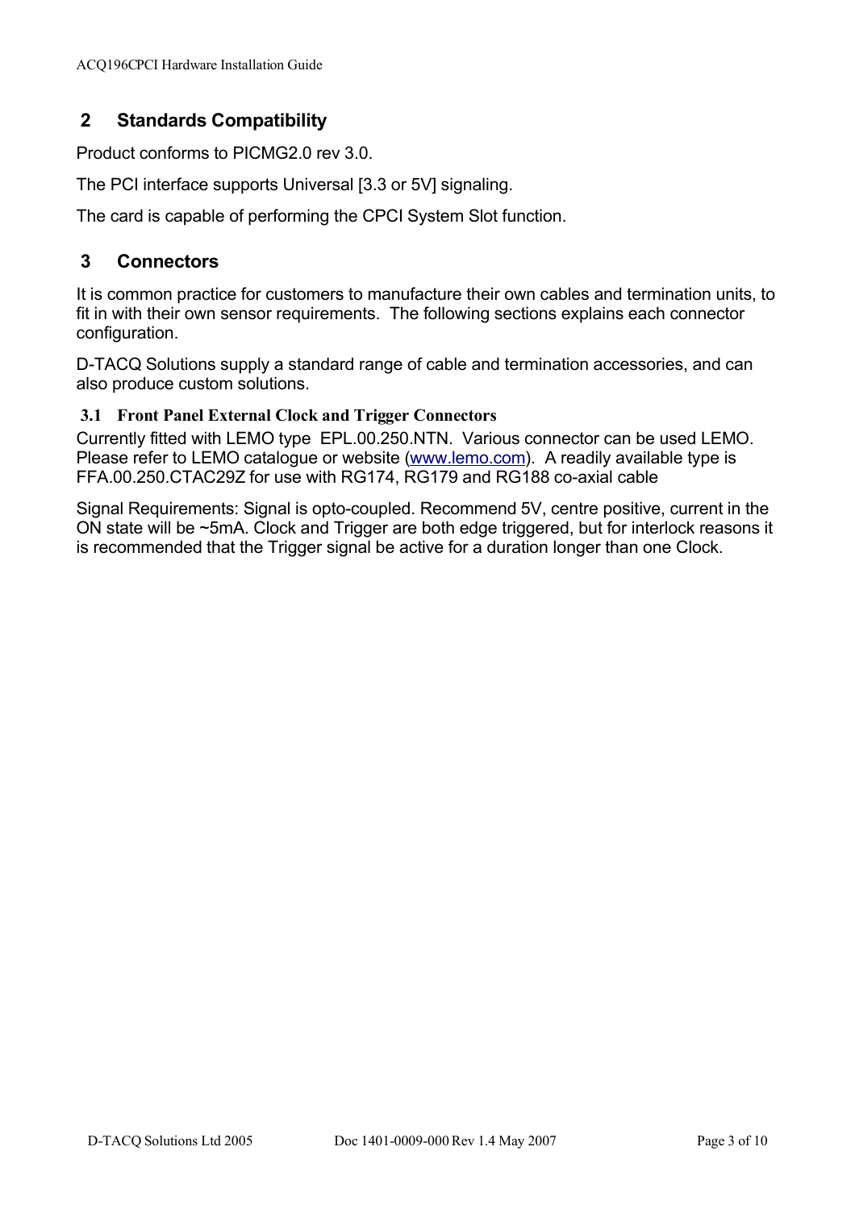## 2 Standards Compatibility

Product conforms to PICMG2.0 rev 3.0.

The PCI interface supports Universal [3.3 or 5V] signaling.

The card is capable of performing the CPCI System Slot function.

## 3 Connectors

It is common practice for customers to manufacture their own cables and termination units, to fit in with their own sensor requirements. The following sections explains each connector configuration.

D-TACQ Solutions supply a standard range of cable and termination accessories, and can also produce custom solutions.

### 3.1 Front Panel External Clock and Trigger Connectors

Currently fitted with LEMO type EPL.00.250.NTN. Various connector can be used LEMO. Please refer to LEMO catalogue or website (www.lemo.com). A readily available type is FFA.00.250.CTAC29Z for use with RG174, RG179 and RG188 co-axial cable

Signal Requirements: Signal is opto-coupled. Recommend 5V, centre positive, current in the ON state will be ~5mA. Clock and Trigger are both edge triggered, but for interlock reasons it is recommended that the Trigger signal be active for a duration longer than one Clock.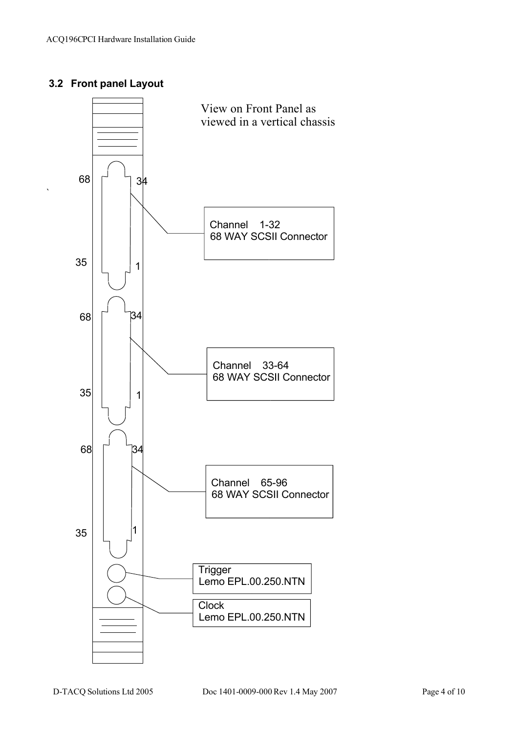### 3.2 Front panel Layout

View on Front Panel as viewed in a vertical chassis

68 34

35 1

Channel 1-32
68 WAY SCSII Connector

68 34

35 1

Channel 33-64
68 WAY SCSII Connector

68 34

35 1

Channel 65-96
68 WAY SCSII Connector

Trigger
Lemo EPL.00.250.NTN

Clock
Lemo EPL.00.250.NTN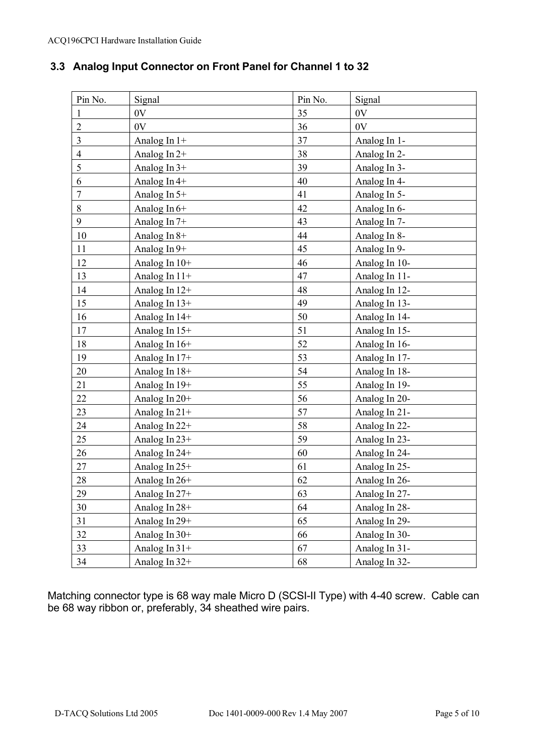### 3.3 Analog Input Connector on Front Panel for Channel 1 to 32

| Pin No. | Signal | Pin No. | Signal |
|---|---|---|---|
| 1 | 0V | 35 | 0V |
| 2 | 0V | 36 | 0V |
| 3 | Analog In 1+ | 37 | Analog In 1- |
| 4 | Analog In 2+ | 38 | Analog In 2- |
| 5 | Analog In 3+ | 39 | Analog In 3- |
| 6 | Analog In 4+ | 40 | Analog In 4- |
| 7 | Analog In 5+ | 41 | Analog In 5- |
| 8 | Analog In 6+ | 42 | Analog In 6- |
| 9 | Analog In 7+ | 43 | Analog In 7- |
| 10 | Analog In 8+ | 44 | Analog In 8- |
| 11 | Analog In 9+ | 45 | Analog In 9- |
| 12 | Analog In 10+ | 46 | Analog In 10- |
| 13 | Analog In 11+ | 47 | Analog In 11- |
| 14 | Analog In 12+ | 48 | Analog In 12- |
| 15 | Analog In 13+ | 49 | Analog In 13- |
| 16 | Analog In 14+ | 50 | Analog In 14- |
| 17 | Analog In 15+ | 51 | Analog In 15- |
| 18 | Analog In 16+ | 52 | Analog In 16- |
| 19 | Analog In 17+ | 53 | Analog In 17- |
| 20 | Analog In 18+ | 54 | Analog In 18- |
| 21 | Analog In 19+ | 55 | Analog In 19- |
| 22 | Analog In 20+ | 56 | Analog In 20- |
| 23 | Analog In 21+ | 57 | Analog In 21- |
| 24 | Analog In 22+ | 58 | Analog In 22- |
| 25 | Analog In 23+ | 59 | Analog In 23- |
| 26 | Analog In 24+ | 60 | Analog In 24- |
| 27 | Analog In 25+ | 61 | Analog In 25- |
| 28 | Analog In 26+ | 62 | Analog In 26- |
| 29 | Analog In 27+ | 63 | Analog In 27- |
| 30 | Analog In 28+ | 64 | Analog In 28- |
| 31 | Analog In 29+ | 65 | Analog In 29- |
| 32 | Analog In 30+ | 66 | Analog In 30- |
| 33 | Analog In 31+ | 67 | Analog In 31- |
| 34 | Analog In 32+ | 68 | Analog In 32- |

Matching connector type is 68 way male Micro D (SCSI-II Type) with 4-40 screw. Cable can be 68 way ribbon or, preferably, 34 sheathed wire pairs.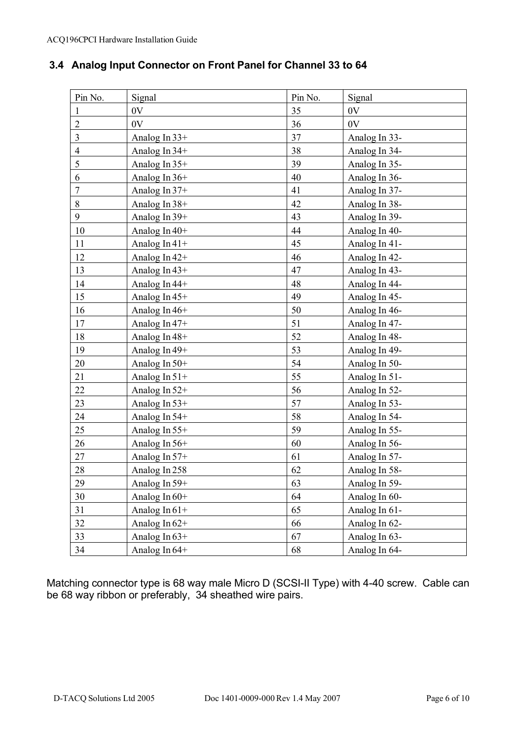### 3.4 Analog Input Connector on Front Panel for Channel 33 to 64

| Pin No. | Signal | Pin No. | Signal |
|---|---|---|---|
| 1 | 0V | 35 | 0V |
| 2 | 0V | 36 | 0V |
| 3 | Analog In 33+ | 37 | Analog In 33- |
| 4 | Analog In 34+ | 38 | Analog In 34- |
| 5 | Analog In 35+ | 39 | Analog In 35- |
| 6 | Analog In 36+ | 40 | Analog In 36- |
| 7 | Analog In 37+ | 41 | Analog In 37- |
| 8 | Analog In 38+ | 42 | Analog In 38- |
| 9 | Analog In 39+ | 43 | Analog In 39- |
| 10 | Analog In 40+ | 44 | Analog In 40- |
| 11 | Analog In 41+ | 45 | Analog In 41- |
| 12 | Analog In 42+ | 46 | Analog In 42- |
| 13 | Analog In 43+ | 47 | Analog In 43- |
| 14 | Analog In 44+ | 48 | Analog In 44- |
| 15 | Analog In 45+ | 49 | Analog In 45- |
| 16 | Analog In 46+ | 50 | Analog In 46- |
| 17 | Analog In 47+ | 51 | Analog In 47- |
| 18 | Analog In 48+ | 52 | Analog In 48- |
| 19 | Analog In 49+ | 53 | Analog In 49- |
| 20 | Analog In 50+ | 54 | Analog In 50- |
| 21 | Analog In 51+ | 55 | Analog In 51- |
| 22 | Analog In 52+ | 56 | Analog In 52- |
| 23 | Analog In 53+ | 57 | Analog In 53- |
| 24 | Analog In 54+ | 58 | Analog In 54- |
| 25 | Analog In 55+ | 59 | Analog In 55- |
| 26 | Analog In 56+ | 60 | Analog In 56- |
| 27 | Analog In 57+ | 61 | Analog In 57- |
| 28 | Analog In 258 | 62 | Analog In 58- |
| 29 | Analog In 59+ | 63 | Analog In 59- |
| 30 | Analog In 60+ | 64 | Analog In 60- |
| 31 | Analog In 61+ | 65 | Analog In 61- |
| 32 | Analog In 62+ | 66 | Analog In 62- |
| 33 | Analog In 63+ | 67 | Analog In 63- |
| 34 | Analog In 64+ | 68 | Analog In 64- |

Matching connector type is 68 way male Micro D (SCSI-II Type) with 4-40 screw. Cable can be 68 way ribbon or preferably, 34 sheathed wire pairs.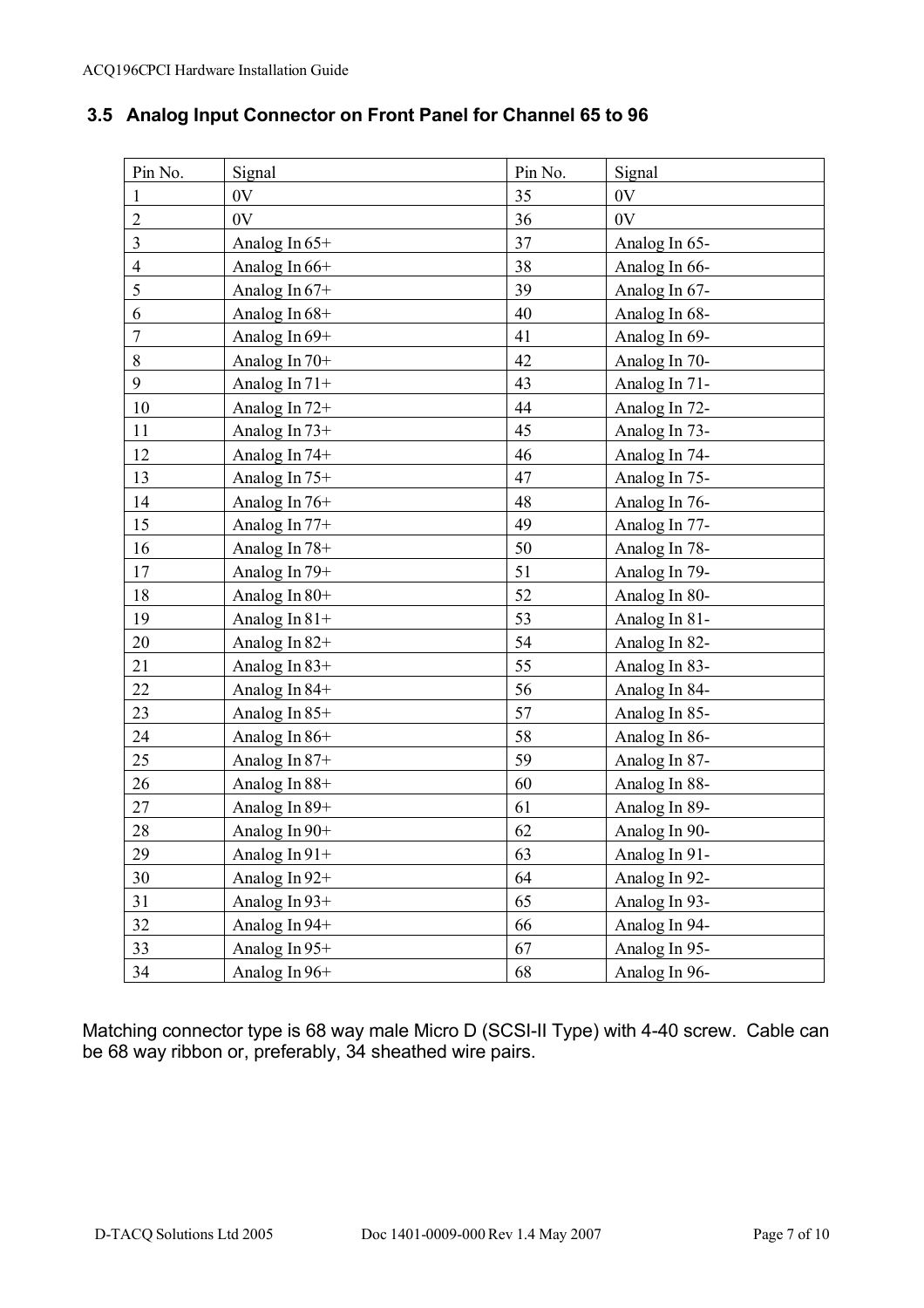### 3.5 Analog Input Connector on Front Panel for Channel 65 to 96

| Pin No. | Signal | Pin No. | Signal |
|---|---|---|---|
| 1 | 0V | 35 | 0V |
| 2 | 0V | 36 | 0V |
| 3 | Analog In 65+ | 37 | Analog In 65- |
| 4 | Analog In 66+ | 38 | Analog In 66- |
| 5 | Analog In 67+ | 39 | Analog In 67- |
| 6 | Analog In 68+ | 40 | Analog In 68- |
| 7 | Analog In 69+ | 41 | Analog In 69- |
| 8 | Analog In 70+ | 42 | Analog In 70- |
| 9 | Analog In 71+ | 43 | Analog In 71- |
| 10 | Analog In 72+ | 44 | Analog In 72- |
| 11 | Analog In 73+ | 45 | Analog In 73- |
| 12 | Analog In 74+ | 46 | Analog In 74- |
| 13 | Analog In 75+ | 47 | Analog In 75- |
| 14 | Analog In 76+ | 48 | Analog In 76- |
| 15 | Analog In 77+ | 49 | Analog In 77- |
| 16 | Analog In 78+ | 50 | Analog In 78- |
| 17 | Analog In 79+ | 51 | Analog In 79- |
| 18 | Analog In 80+ | 52 | Analog In 80- |
| 19 | Analog In 81+ | 53 | Analog In 81- |
| 20 | Analog In 82+ | 54 | Analog In 82- |
| 21 | Analog In 83+ | 55 | Analog In 83- |
| 22 | Analog In 84+ | 56 | Analog In 84- |
| 23 | Analog In 85+ | 57 | Analog In 85- |
| 24 | Analog In 86+ | 58 | Analog In 86- |
| 25 | Analog In 87+ | 59 | Analog In 87- |
| 26 | Analog In 88+ | 60 | Analog In 88- |
| 27 | Analog In 89+ | 61 | Analog In 89- |
| 28 | Analog In 90+ | 62 | Analog In 90- |
| 29 | Analog In 91+ | 63 | Analog In 91- |
| 30 | Analog In 92+ | 64 | Analog In 92- |
| 31 | Analog In 93+ | 65 | Analog In 93- |
| 32 | Analog In 94+ | 66 | Analog In 94- |
| 33 | Analog In 95+ | 67 | Analog In 95- |
| 34 | Analog In 96+ | 68 | Analog In 96- |

Matching connector type is 68 way male Micro D (SCSI-II Type) with 4-40 screw. Cable can be 68 way ribbon or, preferably, 34 sheathed wire pairs.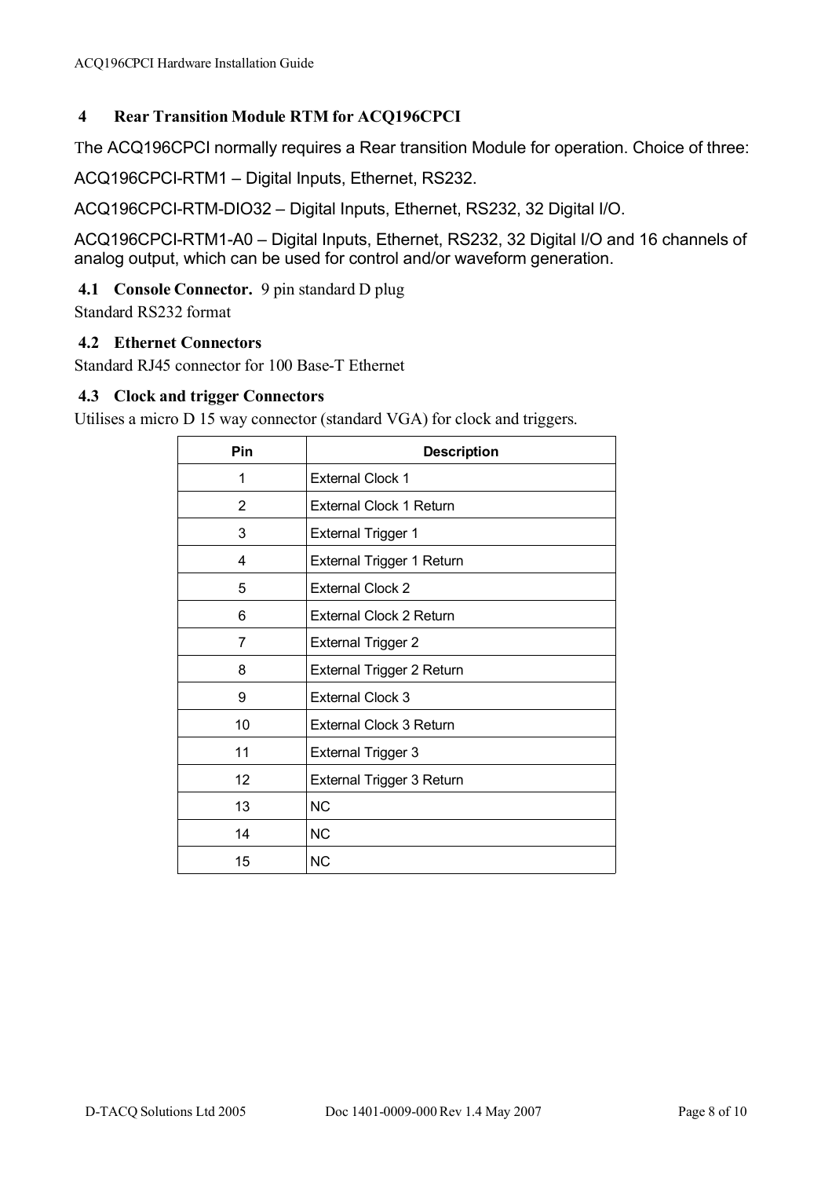# 4 Rear Transition Module RTM for ACQ196CPCI

The ACQ196CPCI normally requires a Rear transition Module for operation. Choice of three:

ACQ196CPCI-RTM1 – Digital Inputs, Ethernet, RS232.

ACQ196CPCI-RTM-DIO32 – Digital Inputs, Ethernet, RS232, 32 Digital I/O.

ACQ196CPCI-RTM1-A0 – Digital Inputs, Ethernet, RS232, 32 Digital I/O and 16 channels of analog output, which can be used for control and/or waveform generation.

## 4.1 Console Connector. 9 pin standard D plug

Standard RS232 format

## 4.2 Ethernet Connectors

Standard RJ45 connector for 100 Base-T Ethernet

## 4.3 Clock and trigger Connectors

Utilises a micro D 15 way connector (standard VGA) for clock and triggers.

| Pin | Description |
|---|---|
| 1 | External Clock 1 |
| 2 | External Clock 1 Return |
| 3 | External Trigger 1 |
| 4 | External Trigger 1 Return |
| 5 | External Clock 2 |
| 6 | External Clock 2 Return |
| 7 | External Trigger 2 |
| 8 | External Trigger 2 Return |
| 9 | External Clock 3 |
| 10 | External Clock 3 Return |
| 11 | External Trigger 3 |
| 12 | External Trigger 3 Return |
| 13 | NC |
| 14 | NC |
| 15 | NC |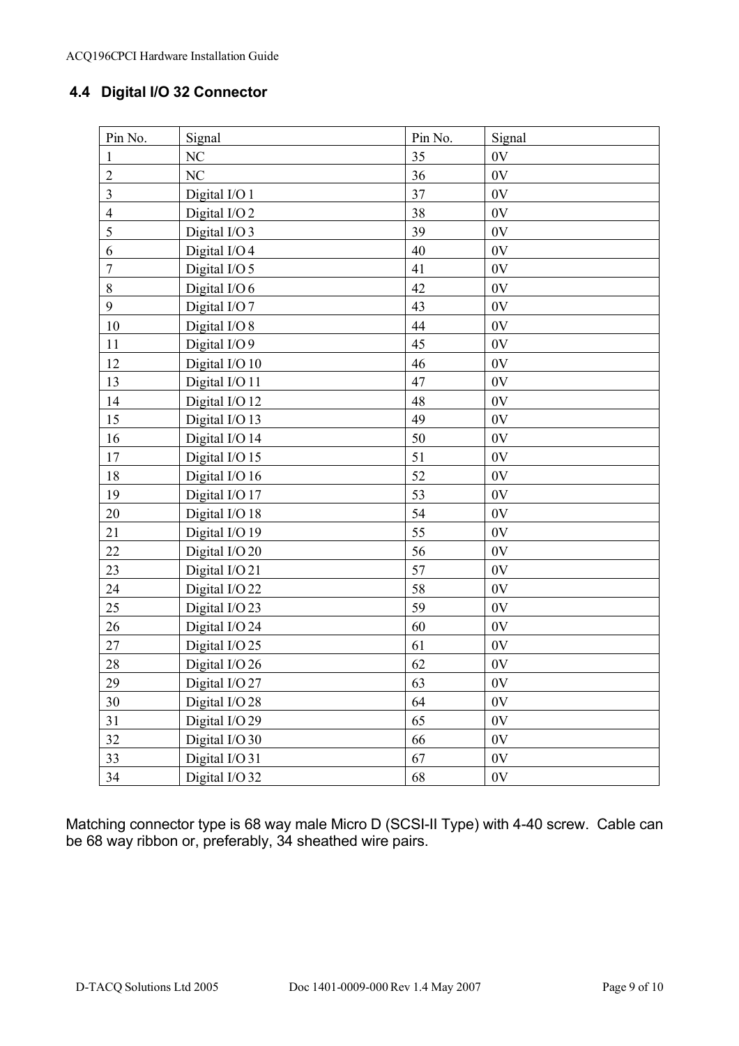## 4.4 Digital I/O 32 Connector

| Pin No. | Signal | Pin No. | Signal |
|---|---|---|---|
| 1 | NC | 35 | 0V |
| 2 | NC | 36 | 0V |
| 3 | Digital I/O 1 | 37 | 0V |
| 4 | Digital I/O 2 | 38 | 0V |
| 5 | Digital I/O 3 | 39 | 0V |
| 6 | Digital I/O 4 | 40 | 0V |
| 7 | Digital I/O 5 | 41 | 0V |
| 8 | Digital I/O 6 | 42 | 0V |
| 9 | Digital I/O 7 | 43 | 0V |
| 10 | Digital I/O 8 | 44 | 0V |
| 11 | Digital I/O 9 | 45 | 0V |
| 12 | Digital I/O 10 | 46 | 0V |
| 13 | Digital I/O 11 | 47 | 0V |
| 14 | Digital I/O 12 | 48 | 0V |
| 15 | Digital I/O 13 | 49 | 0V |
| 16 | Digital I/O 14 | 50 | 0V |
| 17 | Digital I/O 15 | 51 | 0V |
| 18 | Digital I/O 16 | 52 | 0V |
| 19 | Digital I/O 17 | 53 | 0V |
| 20 | Digital I/O 18 | 54 | 0V |
| 21 | Digital I/O 19 | 55 | 0V |
| 22 | Digital I/O 20 | 56 | 0V |
| 23 | Digital I/O 21 | 57 | 0V |
| 24 | Digital I/O 22 | 58 | 0V |
| 25 | Digital I/O 23 | 59 | 0V |
| 26 | Digital I/O 24 | 60 | 0V |
| 27 | Digital I/O 25 | 61 | 0V |
| 28 | Digital I/O 26 | 62 | 0V |
| 29 | Digital I/O 27 | 63 | 0V |
| 30 | Digital I/O 28 | 64 | 0V |
| 31 | Digital I/O 29 | 65 | 0V |
| 32 | Digital I/O 30 | 66 | 0V |
| 33 | Digital I/O 31 | 67 | 0V |
| 34 | Digital I/O 32 | 68 | 0V |

Matching connector type is 68 way male Micro D (SCSI-II Type) with 4-40 screw. Cable can be 68 way ribbon or, preferably, 34 sheathed wire pairs.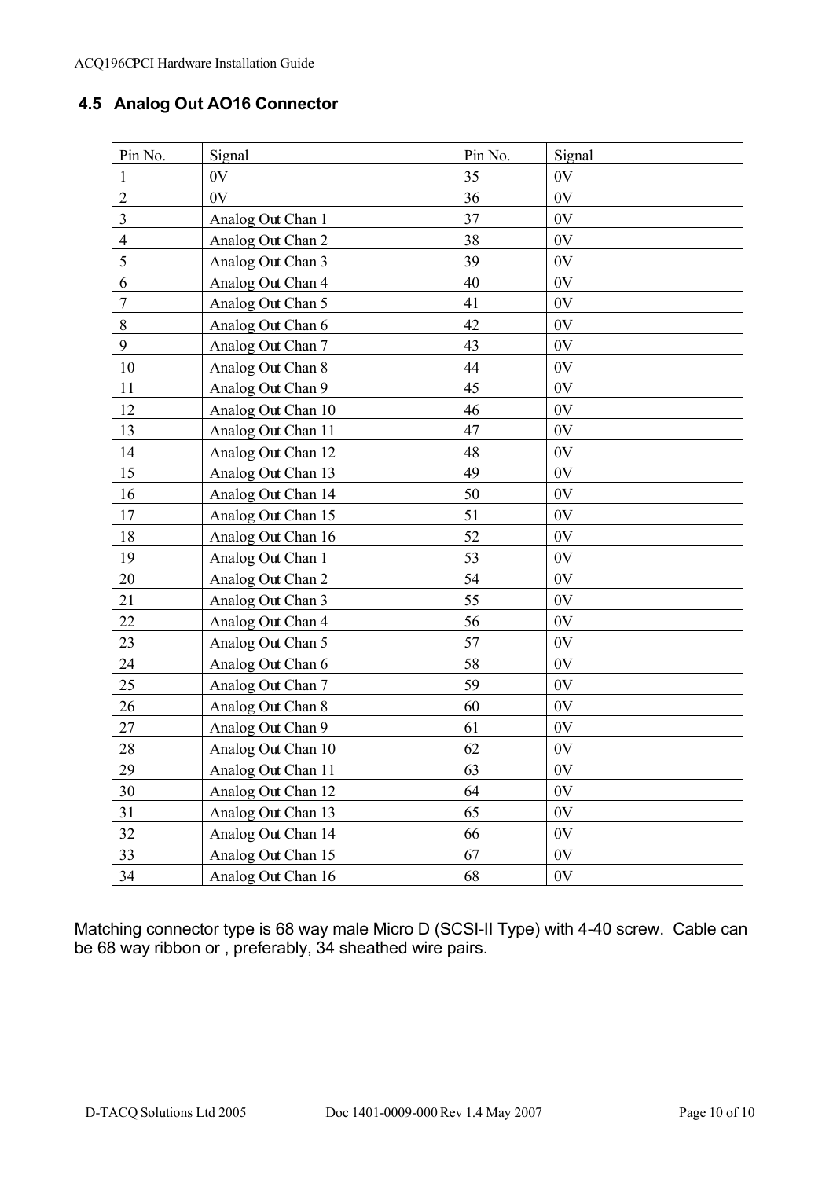### 4.5 Analog Out AO16 Connector

| Pin No. | Signal | Pin No. | Signal |
| --- | --- | --- | --- |
| 1 | 0V | 35 | 0V |
| 2 | 0V | 36 | 0V |
| 3 | Analog Out Chan 1 | 37 | 0V |
| 4 | Analog Out Chan 2 | 38 | 0V |
| 5 | Analog Out Chan 3 | 39 | 0V |
| 6 | Analog Out Chan 4 | 40 | 0V |
| 7 | Analog Out Chan 5 | 41 | 0V |
| 8 | Analog Out Chan 6 | 42 | 0V |
| 9 | Analog Out Chan 7 | 43 | 0V |
| 10 | Analog Out Chan 8 | 44 | 0V |
| 11 | Analog Out Chan 9 | 45 | 0V |
| 12 | Analog Out Chan 10 | 46 | 0V |
| 13 | Analog Out Chan 11 | 47 | 0V |
| 14 | Analog Out Chan 12 | 48 | 0V |
| 15 | Analog Out Chan 13 | 49 | 0V |
| 16 | Analog Out Chan 14 | 50 | 0V |
| 17 | Analog Out Chan 15 | 51 | 0V |
| 18 | Analog Out Chan 16 | 52 | 0V |
| 19 | Analog Out Chan 1 | 53 | 0V |
| 20 | Analog Out Chan 2 | 54 | 0V |
| 21 | Analog Out Chan 3 | 55 | 0V |
| 22 | Analog Out Chan 4 | 56 | 0V |
| 23 | Analog Out Chan 5 | 57 | 0V |
| 24 | Analog Out Chan 6 | 58 | 0V |
| 25 | Analog Out Chan 7 | 59 | 0V |
| 26 | Analog Out Chan 8 | 60 | 0V |
| 27 | Analog Out Chan 9 | 61 | 0V |
| 28 | Analog Out Chan 10 | 62 | 0V |
| 29 | Analog Out Chan 11 | 63 | 0V |
| 30 | Analog Out Chan 12 | 64 | 0V |
| 31 | Analog Out Chan 13 | 65 | 0V |
| 32 | Analog Out Chan 14 | 66 | 0V |
| 33 | Analog Out Chan 15 | 67 | 0V |
| 34 | Analog Out Chan 16 | 68 | 0V |

Matching connector type is 68 way male Micro D (SCSI-II Type) with 4-40 screw. Cable can be 68 way ribbon or , preferably, 34 sheathed wire pairs.